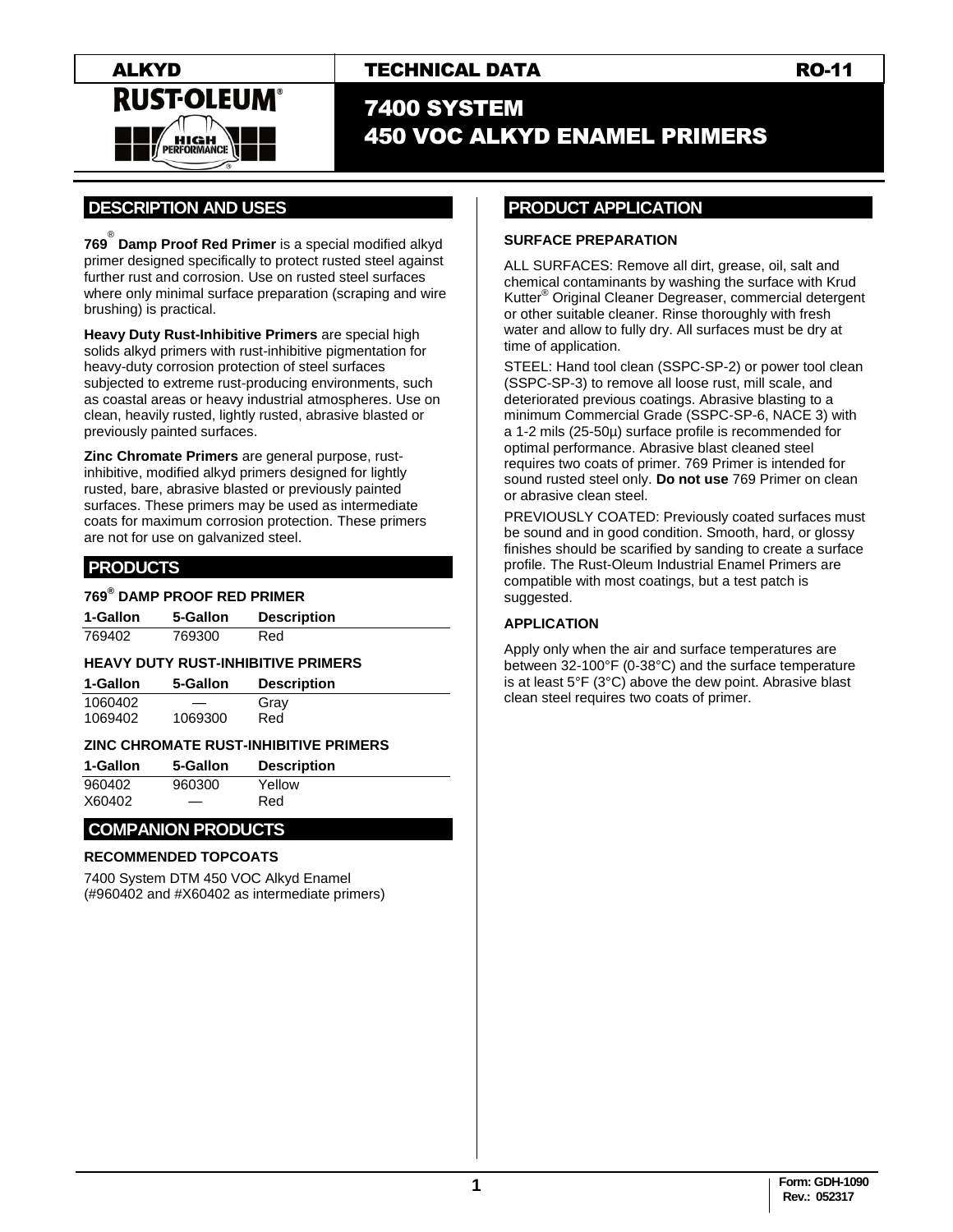ALKYD | TECHNICAL DATA | RO-11

RUST-OLEUM® HIGH PERFORMANCE

# 7400 SYSTEM 450 VOC ALKYD ENAMEL PRIMERS

## DESCRIPTION AND USES

**769® Damp Proof Red Primer** is a special modified alkyd primer designed specifically to protect rusted steel against further rust and corrosion. Use on rusted steel surfaces where only minimal surface preparation (scraping and wire brushing) is practical.

**Heavy Duty Rust-Inhibitive Primers** are special high solids alkyd primers with rust-inhibitive pigmentation for heavy-duty corrosion protection of steel surfaces subjected to extreme rust-producing environments, such as coastal areas or heavy industrial atmospheres. Use on clean, heavily rusted, lightly rusted, abrasive blasted or previously painted surfaces.

**Zinc Chromate Primers** are general purpose, rust-inhibitive, modified alkyd primers designed for lightly rusted, bare, abrasive blasted or previously painted surfaces. These primers may be used as intermediate coats for maximum corrosion protection. These primers are not for use on galvanized steel.

## PRODUCTS

### 769® DAMP PROOF RED PRIMER

| 1-Gallon | 5-Gallon | Description |
|---|---|---|
| 769402 | 769300 | Red |

### HEAVY DUTY RUST-INHIBITIVE PRIMERS

| 1-Gallon | 5-Gallon | Description |
|---|---|---|
| 1060402 | — | Gray |
| 1069402 | 1069300 | Red |

### ZINC CHROMATE RUST-INHIBITIVE PRIMERS

| 1-Gallon | 5-Gallon | Description |
|---|---|---|
| 960402 | 960300 | Yellow |
| X60402 | — | Red |

## COMPANION PRODUCTS

### RECOMMENDED TOPCOATS

7400 System DTM 450 VOC Alkyd Enamel (#960402 and #X60402 as intermediate primers)

## PRODUCT APPLICATION

### SURFACE PREPARATION

ALL SURFACES: Remove all dirt, grease, oil, salt and chemical contaminants by washing the surface with Krud Kutter® Original Cleaner Degreaser, commercial detergent or other suitable cleaner. Rinse thoroughly with fresh water and allow to fully dry. All surfaces must be dry at time of application.

STEEL: Hand tool clean (SSPC-SP-2) or power tool clean (SSPC-SP-3) to remove all loose rust, mill scale, and deteriorated previous coatings. Abrasive blasting to a minimum Commercial Grade (SSPC-SP-6, NACE 3) with a 1-2 mils (25-50μ) surface profile is recommended for optimal performance. Abrasive blast cleaned steel requires two coats of primer. 769 Primer is intended for sound rusted steel only. **Do not use** 769 Primer on clean or abrasive clean steel.

PREVIOUSLY COATED: Previously coated surfaces must be sound and in good condition. Smooth, hard, or glossy finishes should be scarified by sanding to create a surface profile. The Rust-Oleum Industrial Enamel Primers are compatible with most coatings, but a test patch is suggested.

### APPLICATION

Apply only when the air and surface temperatures are between 32-100°F (0-38°C) and the surface temperature is at least 5°F (3°C) above the dew point. Abrasive blast clean steel requires two coats of primer.

Form: GDH-1090
Rev.: 052317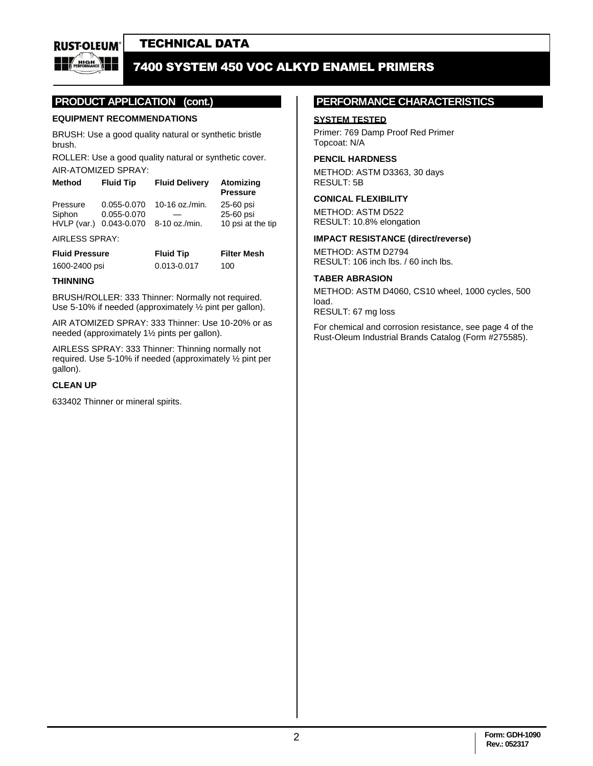## PRODUCT APPLICATION (cont.)

### EQUIPMENT RECOMMENDATIONS

BRUSH: Use a good quality natural or synthetic bristle brush.

ROLLER: Use a good quality natural or synthetic cover.

AIR-ATOMIZED SPRAY:

| Method | Fluid Tip | Fluid Delivery | Atomizing Pressure |
|---|---|---|---|
| Pressure | 0.055-0.070 | 10-16 oz./min. | 25-60 psi |
| Siphon | 0.055-0.070 | — | 25-60 psi |
| HVLP (var.) | 0.043-0.070 | 8-10 oz./min. | 10 psi at the tip |

AIRLESS SPRAY:

| Fluid Pressure | Fluid Tip | Filter Mesh |
|---|---|---|
| 1600-2400 psi | 0.013-0.017 | 100 |

### THINNING

BRUSH/ROLLER: 333 Thinner: Normally not required. Use 5-10% if needed (approximately ½ pint per gallon).

AIR ATOMIZED SPRAY: 333 Thinner: Use 10-20% or as needed (approximately 1½ pints per gallon).

AIRLESS SPRAY: 333 Thinner: Thinning normally not required. Use 5-10% if needed (approximately ½ pint per gallon).

### CLEAN UP

633402 Thinner or mineral spirits.

## PERFORMANCE CHARACTERISTICS

### SYSTEM TESTED

Primer: 769 Damp Proof Red Primer
Topcoat: N/A

### PENCIL HARDNESS

METHOD: ASTM D3363, 30 days
RESULT: 5B

### CONICAL FLEXIBILITY

METHOD: ASTM D522
RESULT: 10.8% elongation

### IMPACT RESISTANCE (direct/reverse)

METHOD: ASTM D2794
RESULT: 106 inch lbs. / 60 inch lbs.

### TABER ABRASION

METHOD: ASTM D4060, CS10 wheel, 1000 cycles, 500 load.
RESULT: 67 mg loss

For chemical and corrosion resistance, see page 4 of the Rust-Oleum Industrial Brands Catalog (Form #275585).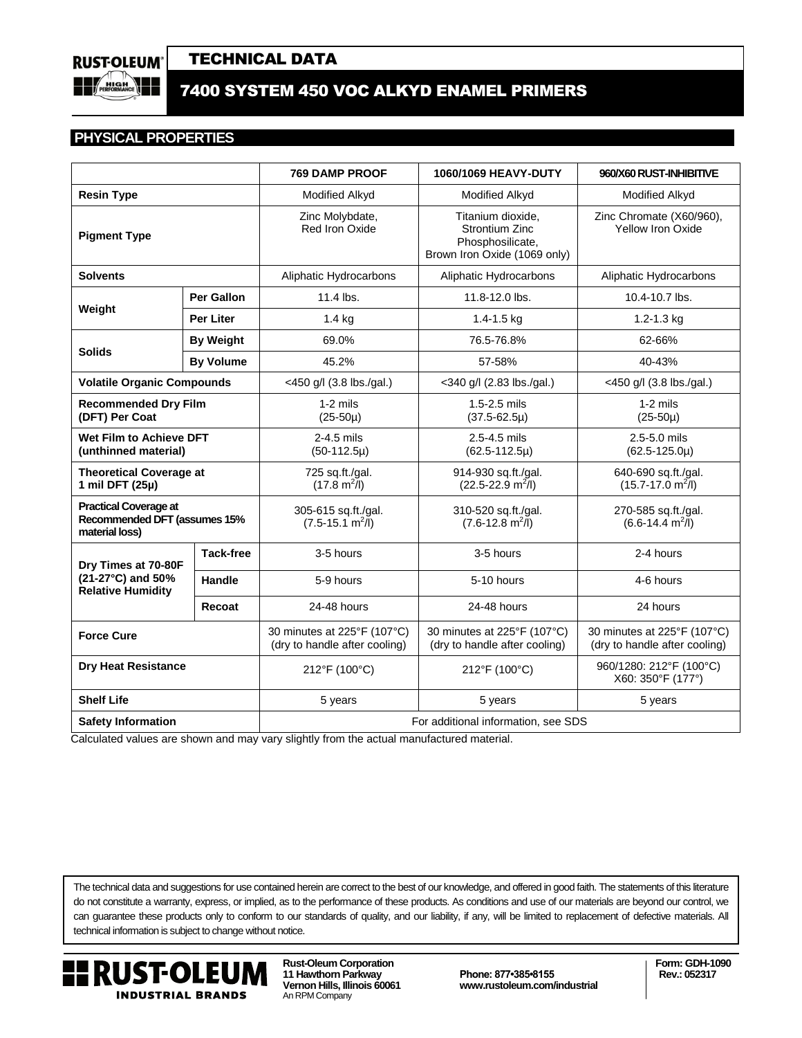# TECHNICAL DATA

## 7400 SYSTEM 450 VOC ALKYD ENAMEL PRIMERS

## PHYSICAL PROPERTIES

| | | 769 DAMP PROOF | 1060/1069 HEAVY-DUTY | 960/X60 RUST-INHIBITIVE |
|---|---|---|---|---|
| **Resin Type** | | Modified Alkyd | Modified Alkyd | Modified Alkyd |
| **Pigment Type** | | Zinc Molybdate, Red Iron Oxide | Titanium dioxide, Strontium Zinc Phosphosilicate, Brown Iron Oxide (1069 only) | Zinc Chromate (X60/960), Yellow Iron Oxide |
| **Solvents** | | Aliphatic Hydrocarbons | Aliphatic Hydrocarbons | Aliphatic Hydrocarbons |
| **Weight** | **Per Gallon** | 11.4 lbs. | 11.8-12.0 lbs. | 10.4-10.7 lbs. |
| | **Per Liter** | 1.4 kg | 1.4-1.5 kg | 1.2-1.3 kg |
| **Solids** | **By Weight** | 69.0% | 76.5-76.8% | 62-66% |
| | **By Volume** | 45.2% | 57-58% | 40-43% |
| **Volatile Organic Compounds** | | <450 g/l (3.8 lbs./gal.) | <340 g/l (2.83 lbs./gal.) | <450 g/l (3.8 lbs./gal.) |
| **Recommended Dry Film (DFT) Per Coat** | | 1-2 mils (25-50μ) | 1.5-2.5 mils (37.5-62.5μ) | 1-2 mils (25-50μ) |
| **Wet Film to Achieve DFT (unthinned material)** | | 2-4.5 mils (50-112.5μ) | 2.5-4.5 mils (62.5-112.5μ) | 2.5-5.0 mils (62.5-125.0μ) |
| **Theoretical Coverage at 1 mil DFT (25μ)** | | 725 sq.ft./gal. (17.8 $m^2$/l) | 914-930 sq.ft./gal. (22.5-22.9 $m^2$/l) | 640-690 sq.ft./gal. (15.7-17.0 $m^2$/l) |
| **Practical Coverage at Recommended DFT (assumes 15% material loss)** | | 305-615 sq.ft./gal. (7.5-15.1 $m^2$/l) | 310-520 sq.ft./gal. (7.6-12.8 $m^2$/l) | 270-585 sq.ft./gal. (6.6-14.4 $m^2$/l) |
| **Dry Times at 70-80F (21-27°C) and 50% Relative Humidity** | **Tack-free** | 3-5 hours | 3-5 hours | 2-4 hours |
| | **Handle** | 5-9 hours | 5-10 hours | 4-6 hours |
| | **Recoat** | 24-48 hours | 24-48 hours | 24 hours |
| **Force Cure** | | 30 minutes at 225°F (107°C) (dry to handle after cooling) | 30 minutes at 225°F (107°C) (dry to handle after cooling) | 30 minutes at 225°F (107°C) (dry to handle after cooling) |
| **Dry Heat Resistance** | | 212°F (100°C) | 212°F (100°C) | 960/1280: 212°F (100°C) X60: 350°F (177°) |
| **Shelf Life** | | 5 years | 5 years | 5 years |
| **Safety Information** | | For additional information, see SDS | | |

Calculated values are shown and may vary slightly from the actual manufactured material.

The technical data and suggestions for use contained herein are correct to the best of our knowledge, and offered in good faith. The statements of this literature do not constitute a warranty, express, or implied, as to the performance of these products. As conditions and use of our materials are beyond our control, we can guarantee these products only to conform to our standards of quality, and our liability, if any, will be limited to replacement of defective materials. All technical information is subject to change without notice.

**Rust-Oleum Corporation**
**11 Hawthorn Parkway**
**Vernon Hills, Illinois 60061**
An RPM Company

**Phone: 877•385•8155**
**www.rustoleum.com/industrial**

**Form: GDH-1090**
**Rev.: 052317**